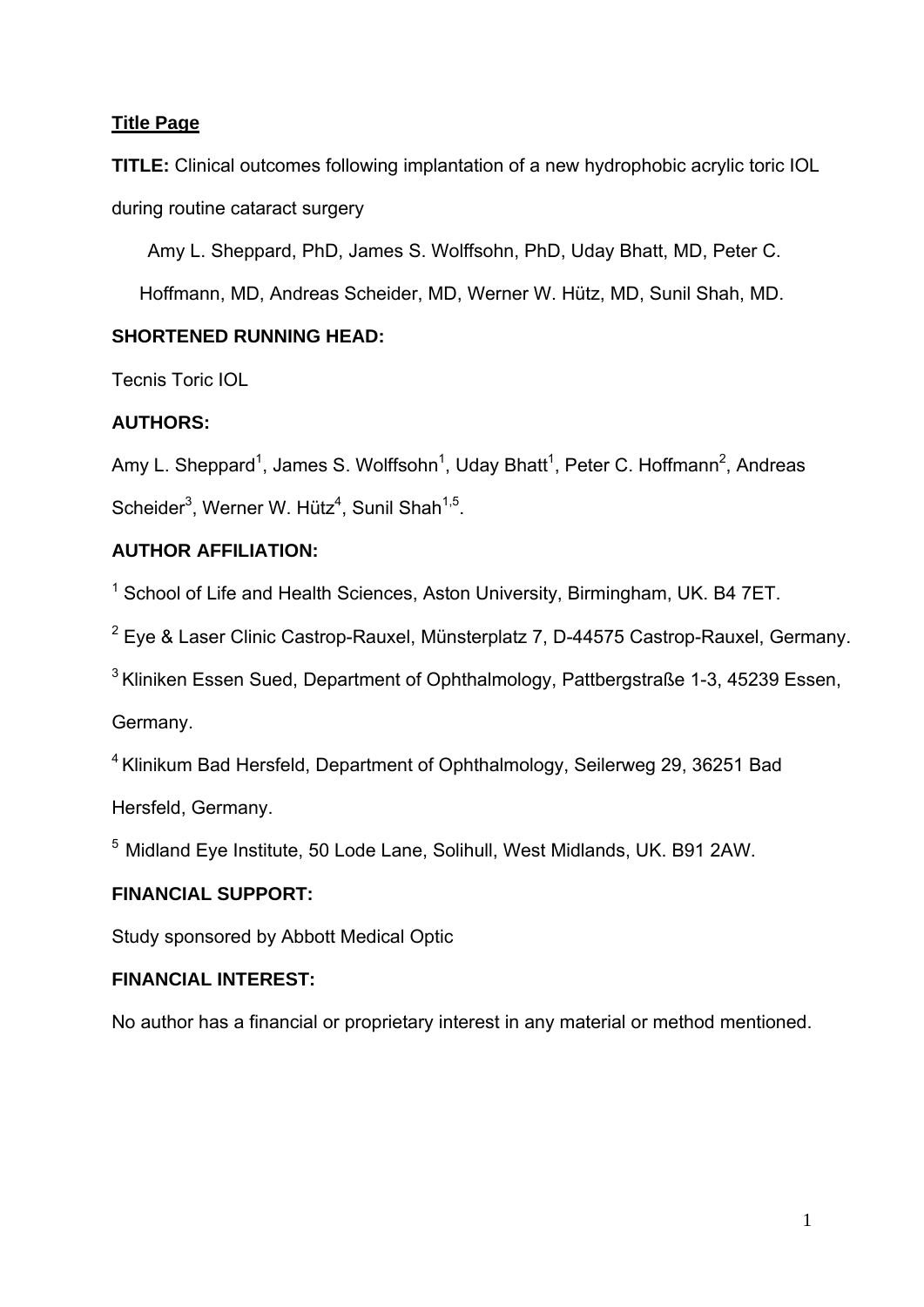## Title Page

**TITLE:** Clinical outcomes following implantation of a new hydrophobic acrylic toric IOL during routine cataract surgery

Amy L. Sheppard, PhD, James S. Wolffsohn, PhD, Uday Bhatt, MD, Peter C. Hoffmann, MD, Andreas Scheider, MD, Werner W. Hütz, MD, Sunil Shah, MD.

**SHORTENED RUNNING HEAD:**

Tecnis Toric IOL

**AUTHORS:**

Amy L. Sheppard[1], James S. Wolffsohn[1], Uday Bhatt[1], Peter C. Hoffmann[2], Andreas Scheider[3], Werner W. Hütz[4], Sunil Shah[1,5].

**AUTHOR AFFILIATION:**

[1] School of Life and Health Sciences, Aston University, Birmingham, UK. B4 7ET.

[2] Eye & Laser Clinic Castrop-Rauxel, Münsterplatz 7, D-44575 Castrop-Rauxel, Germany.

[3] Kliniken Essen Sued, Department of Ophthalmology, Pattbergstraße 1-3, 45239 Essen, Germany.

[4] Klinikum Bad Hersfeld, Department of Ophthalmology, Seilerweg 29, 36251 Bad Hersfeld, Germany.

[5] Midland Eye Institute, 50 Lode Lane, Solihull, West Midlands, UK. B91 2AW.

**FINANCIAL SUPPORT:**

Study sponsored by Abbott Medical Optic

**FINANCIAL INTEREST:**

No author has a financial or proprietary interest in any material or method mentioned.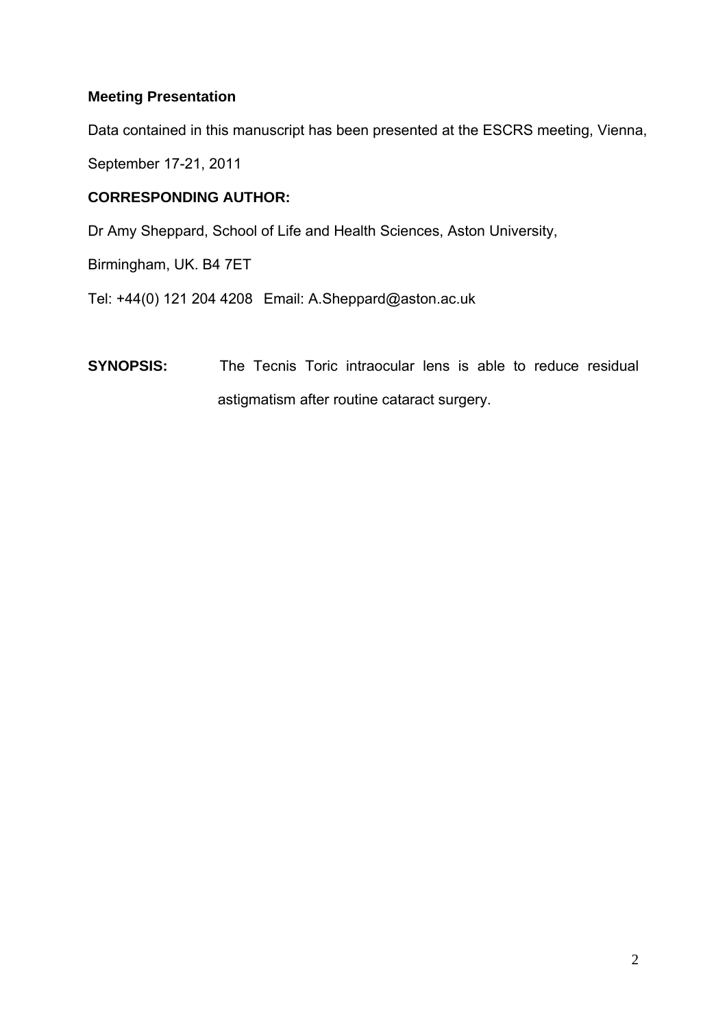**Meeting Presentation**

Data contained in this manuscript has been presented at the ESCRS meeting, Vienna, September 17-21, 2011

**CORRESPONDING AUTHOR:**

Dr Amy Sheppard, School of Life and Health Sciences, Aston University, Birmingham, UK. B4 7ET

Tel: +44(0) 121 204 4208 Email: A.Sheppard@aston.ac.uk

**SYNOPSIS:** The Tecnis Toric intraocular lens is able to reduce residual astigmatism after routine cataract surgery.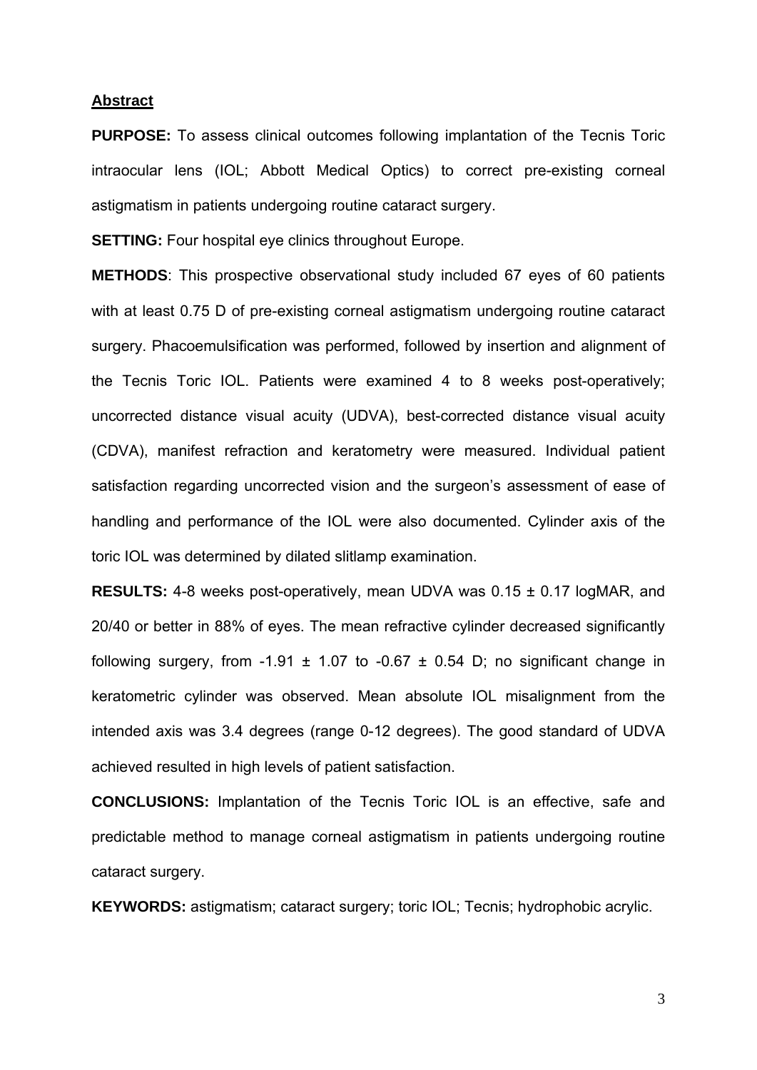## Abstract

**PURPOSE:** To assess clinical outcomes following implantation of the Tecnis Toric intraocular lens (IOL; Abbott Medical Optics) to correct pre-existing corneal astigmatism in patients undergoing routine cataract surgery.

**SETTING:** Four hospital eye clinics throughout Europe.

**METHODS**: This prospective observational study included 67 eyes of 60 patients with at least 0.75 D of pre-existing corneal astigmatism undergoing routine cataract surgery. Phacoemulsification was performed, followed by insertion and alignment of the Tecnis Toric IOL. Patients were examined 4 to 8 weeks post-operatively; uncorrected distance visual acuity (UDVA), best-corrected distance visual acuity (CDVA), manifest refraction and keratometry were measured. Individual patient satisfaction regarding uncorrected vision and the surgeon's assessment of ease of handling and performance of the IOL were also documented. Cylinder axis of the toric IOL was determined by dilated slitlamp examination.

**RESULTS:** 4-8 weeks post-operatively, mean UDVA was $0.15 \pm 0.17$ logMAR, and 20/40 or better in 88% of eyes. The mean refractive cylinder decreased significantly following surgery, from $-1.91 \pm 1.07$ to $-0.67 \pm 0.54$ D; no significant change in keratometric cylinder was observed. Mean absolute IOL misalignment from the intended axis was 3.4 degrees (range 0-12 degrees). The good standard of UDVA achieved resulted in high levels of patient satisfaction.

**CONCLUSIONS:** Implantation of the Tecnis Toric IOL is an effective, safe and predictable method to manage corneal astigmatism in patients undergoing routine cataract surgery.

**KEYWORDS:** astigmatism; cataract surgery; toric IOL; Tecnis; hydrophobic acrylic.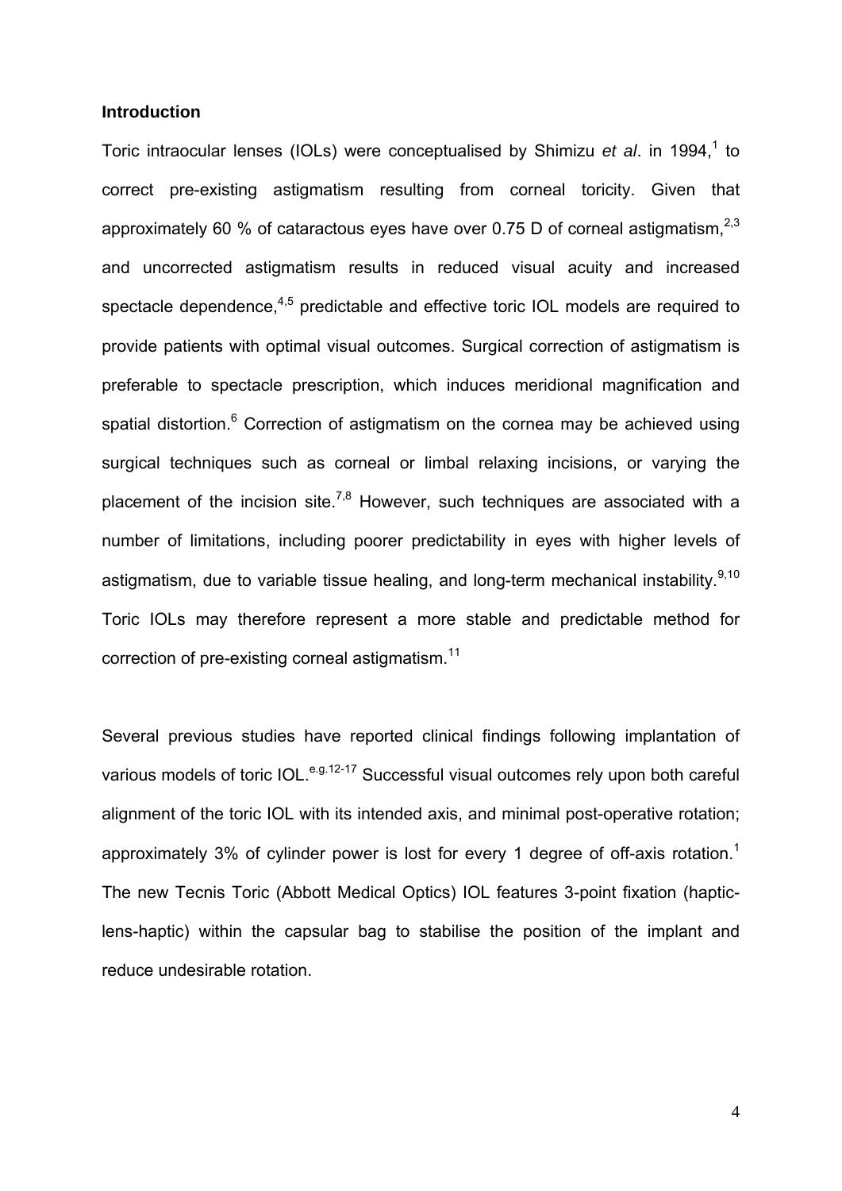## Introduction

Toric intraocular lenses (IOLs) were conceptualised by Shimizu *et al*. in 1994,[1] to correct pre-existing astigmatism resulting from corneal toricity. Given that approximately 60 % of cataractous eyes have over 0.75 D of corneal astigmatism,[2,3] and uncorrected astigmatism results in reduced visual acuity and increased spectacle dependence,[4,5] predictable and effective toric IOL models are required to provide patients with optimal visual outcomes. Surgical correction of astigmatism is preferable to spectacle prescription, which induces meridional magnification and spatial distortion.[6] Correction of astigmatism on the cornea may be achieved using surgical techniques such as corneal or limbal relaxing incisions, or varying the placement of the incision site.[7,8] However, such techniques are associated with a number of limitations, including poorer predictability in eyes with higher levels of astigmatism, due to variable tissue healing, and long-term mechanical instability.[9,10] Toric IOLs may therefore represent a more stable and predictable method for correction of pre-existing corneal astigmatism.[11]

Several previous studies have reported clinical findings following implantation of various models of toric IOL.[e.g.12-17] Successful visual outcomes rely upon both careful alignment of the toric IOL with its intended axis, and minimal post-operative rotation; approximately 3% of cylinder power is lost for every 1 degree of off-axis rotation.[1] The new Tecnis Toric (Abbott Medical Optics) IOL features 3-point fixation (haptic-lens-haptic) within the capsular bag to stabilise the position of the implant and reduce undesirable rotation.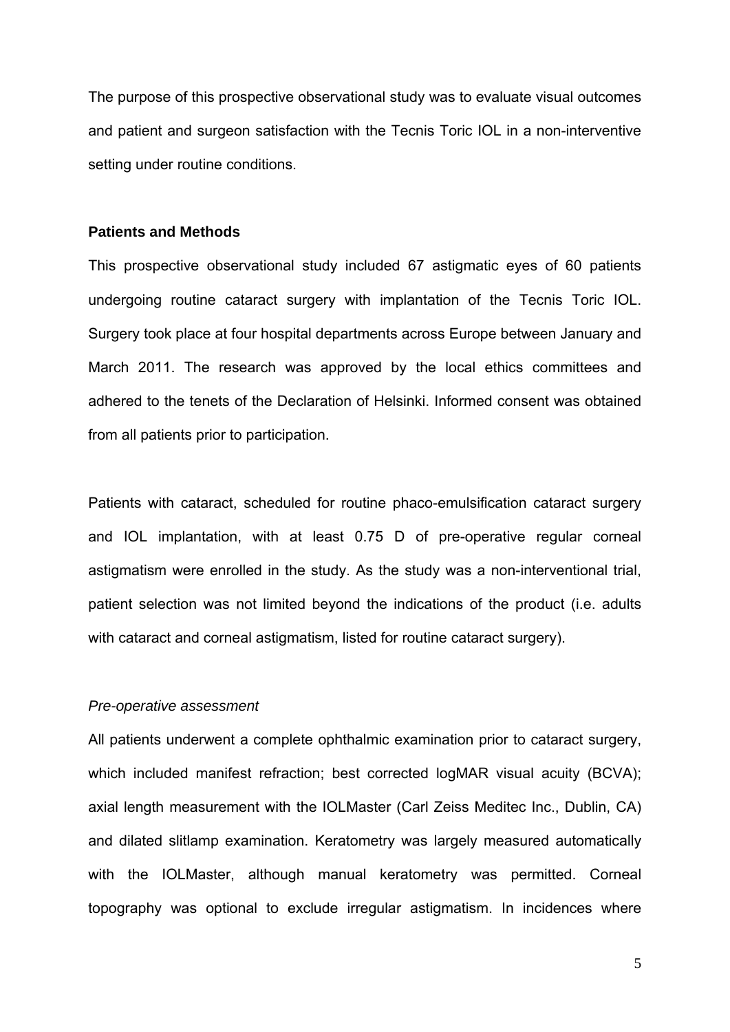The purpose of this prospective observational study was to evaluate visual outcomes and patient and surgeon satisfaction with the Tecnis Toric IOL in a non-interventive setting under routine conditions.

## Patients and Methods

This prospective observational study included 67 astigmatic eyes of 60 patients undergoing routine cataract surgery with implantation of the Tecnis Toric IOL. Surgery took place at four hospital departments across Europe between January and March 2011. The research was approved by the local ethics committees and adhered to the tenets of the Declaration of Helsinki. Informed consent was obtained from all patients prior to participation.

Patients with cataract, scheduled for routine phaco-emulsification cataract surgery and IOL implantation, with at least 0.75 D of pre-operative regular corneal astigmatism were enrolled in the study. As the study was a non-interventional trial, patient selection was not limited beyond the indications of the product (i.e. adults with cataract and corneal astigmatism, listed for routine cataract surgery).

### *Pre-operative assessment*

All patients underwent a complete ophthalmic examination prior to cataract surgery, which included manifest refraction; best corrected logMAR visual acuity (BCVA); axial length measurement with the IOLMaster (Carl Zeiss Meditec Inc., Dublin, CA) and dilated slitlamp examination. Keratometry was largely measured automatically with the IOLMaster, although manual keratometry was permitted. Corneal topography was optional to exclude irregular astigmatism. In incidences where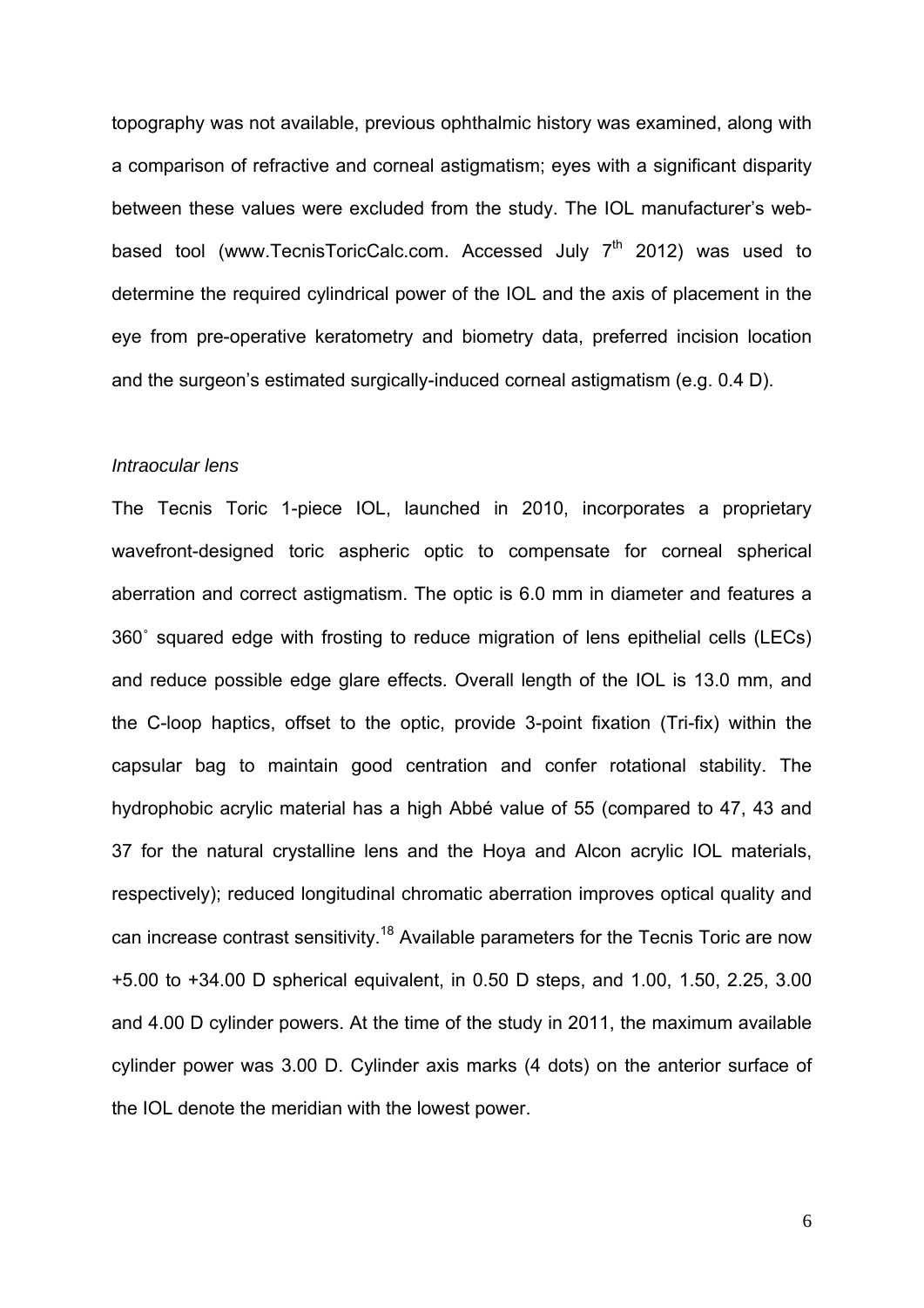topography was not available, previous ophthalmic history was examined, along with a comparison of refractive and corneal astigmatism; eyes with a significant disparity between these values were excluded from the study. The IOL manufacturer's web-based tool (www.TecnisToricCalc.com. Accessed July 7th 2012) was used to determine the required cylindrical power of the IOL and the axis of placement in the eye from pre-operative keratometry and biometry data, preferred incision location and the surgeon's estimated surgically-induced corneal astigmatism (e.g. 0.4 D).

*Intraocular lens*

The Tecnis Toric 1-piece IOL, launched in 2010, incorporates a proprietary wavefront-designed toric aspheric optic to compensate for corneal spherical aberration and correct astigmatism. The optic is 6.0 mm in diameter and features a 360˚ squared edge with frosting to reduce migration of lens epithelial cells (LECs) and reduce possible edge glare effects. Overall length of the IOL is 13.0 mm, and the C-loop haptics, offset to the optic, provide 3-point fixation (Tri-fix) within the capsular bag to maintain good centration and confer rotational stability. The hydrophobic acrylic material has a high Abbé value of 55 (compared to 47, 43 and 37 for the natural crystalline lens and the Hoya and Alcon acrylic IOL materials, respectively); reduced longitudinal chromatic aberration improves optical quality and can increase contrast sensitivity.[18] Available parameters for the Tecnis Toric are now +5.00 to +34.00 D spherical equivalent, in 0.50 D steps, and 1.00, 1.50, 2.25, 3.00 and 4.00 D cylinder powers. At the time of the study in 2011, the maximum available cylinder power was 3.00 D. Cylinder axis marks (4 dots) on the anterior surface of the IOL denote the meridian with the lowest power.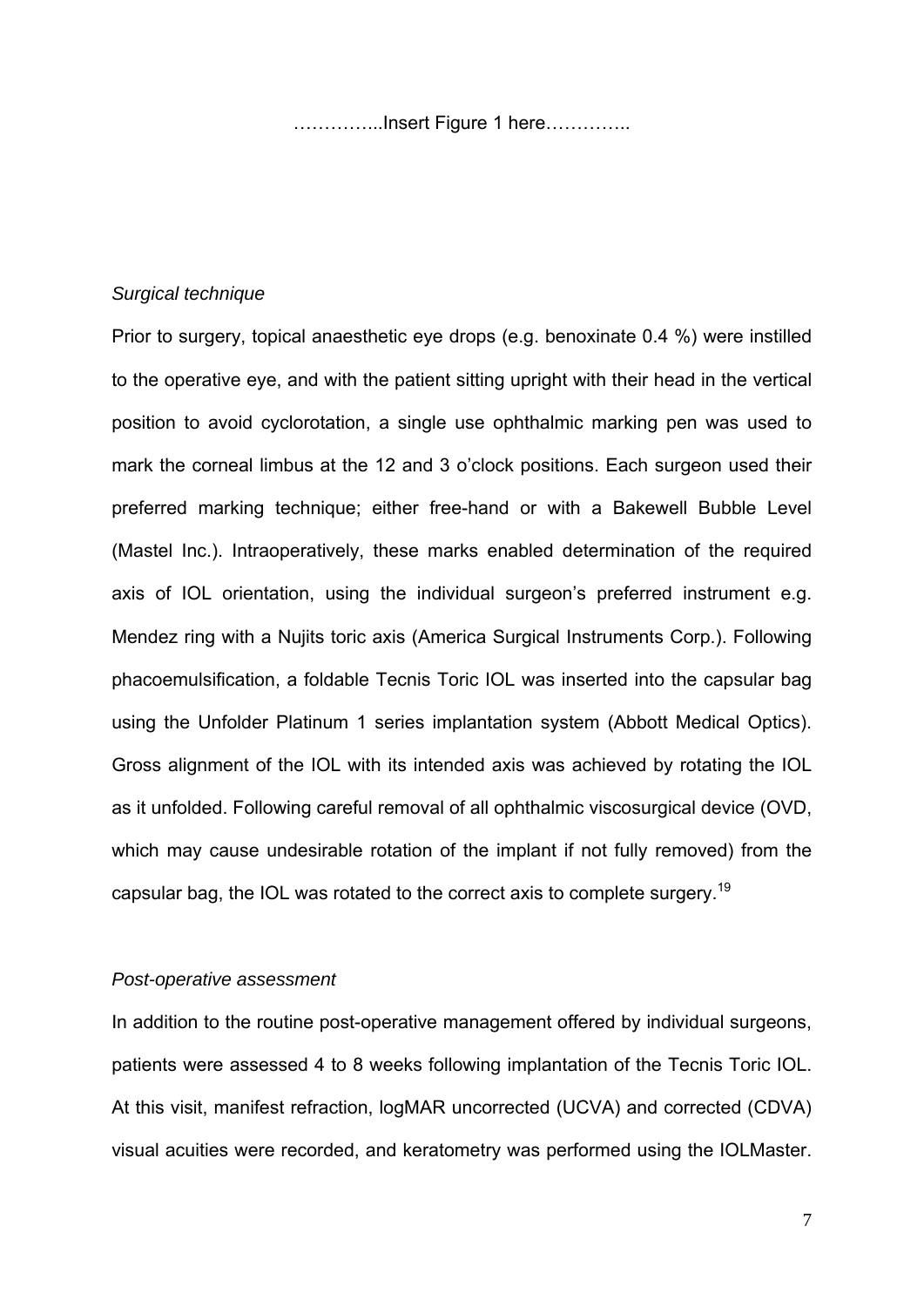…………..Insert Figure 1 here…………..

*Surgical technique*

Prior to surgery, topical anaesthetic eye drops (e.g. benoxinate 0.4 %) were instilled to the operative eye, and with the patient sitting upright with their head in the vertical position to avoid cyclorotation, a single use ophthalmic marking pen was used to mark the corneal limbus at the 12 and 3 o'clock positions. Each surgeon used their preferred marking technique; either free-hand or with a Bakewell Bubble Level (Mastel Inc.). Intraoperatively, these marks enabled determination of the required axis of IOL orientation, using the individual surgeon's preferred instrument e.g. Mendez ring with a Nujits toric axis (America Surgical Instruments Corp.). Following phacoemulsification, a foldable Tecnis Toric IOL was inserted into the capsular bag using the Unfolder Platinum 1 series implantation system (Abbott Medical Optics). Gross alignment of the IOL with its intended axis was achieved by rotating the IOL as it unfolded. Following careful removal of all ophthalmic viscosurgical device (OVD, which may cause undesirable rotation of the implant if not fully removed) from the capsular bag, the IOL was rotated to the correct axis to complete surgery.[19]

*Post-operative assessment*

In addition to the routine post-operative management offered by individual surgeons, patients were assessed 4 to 8 weeks following implantation of the Tecnis Toric IOL. At this visit, manifest refraction, logMAR uncorrected (UCVA) and corrected (CDVA) visual acuities were recorded, and keratometry was performed using the IOLMaster.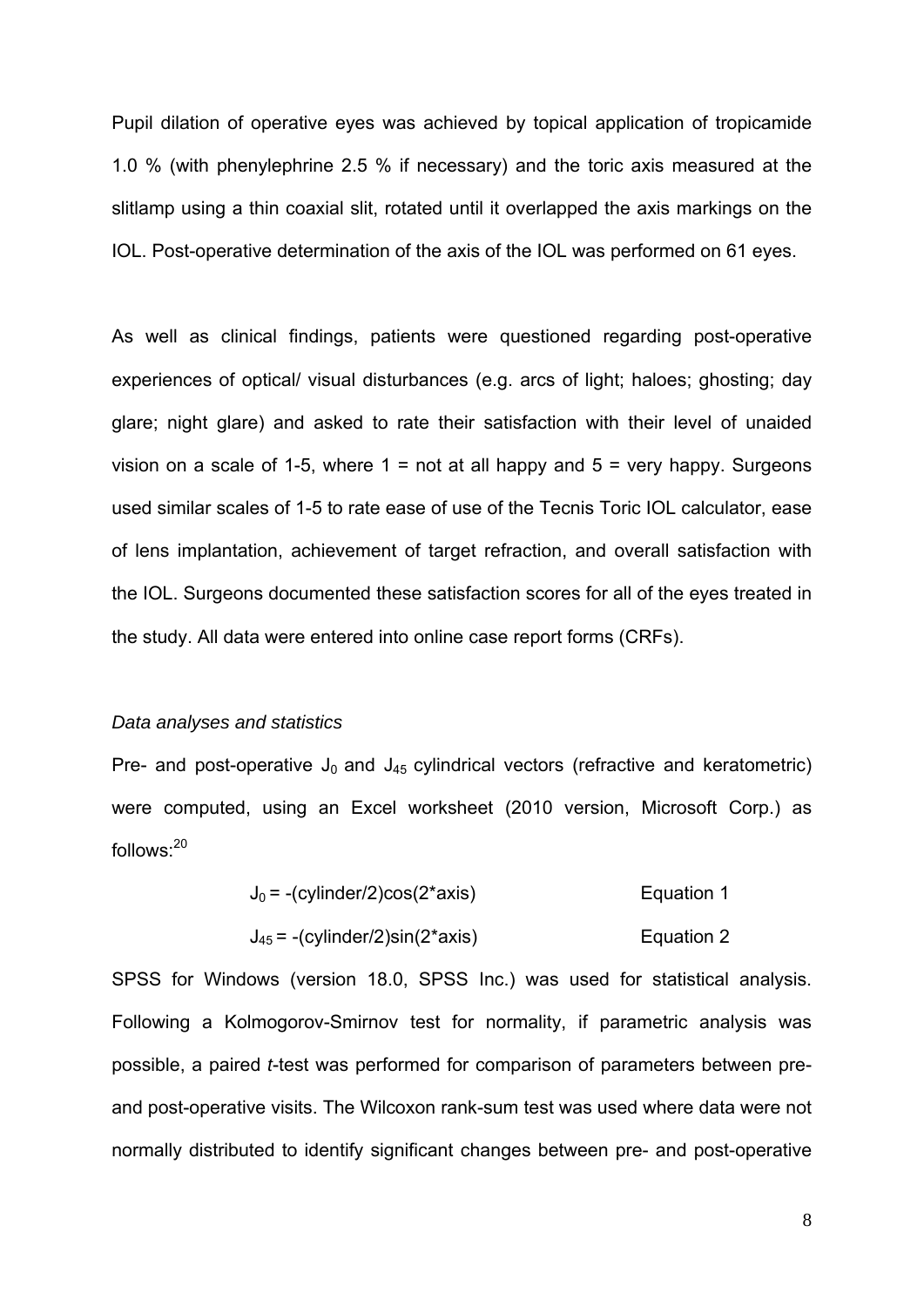Pupil dilation of operative eyes was achieved by topical application of tropicamide 1.0 % (with phenylephrine 2.5 % if necessary) and the toric axis measured at the slitlamp using a thin coaxial slit, rotated until it overlapped the axis markings on the IOL. Post-operative determination of the axis of the IOL was performed on 61 eyes.

As well as clinical findings, patients were questioned regarding post-operative experiences of optical/ visual disturbances (e.g. arcs of light; haloes; ghosting; day glare; night glare) and asked to rate their satisfaction with their level of unaided vision on a scale of 1-5, where 1 = not at all happy and 5 = very happy. Surgeons used similar scales of 1-5 to rate ease of use of the Tecnis Toric IOL calculator, ease of lens implantation, achievement of target refraction, and overall satisfaction with the IOL. Surgeons documented these satisfaction scores for all of the eyes treated in the study. All data were entered into online case report forms (CRFs).

*Data analyses and statistics*

Pre- and post-operative $J_0$ and $J_{45}$ cylindrical vectors (refractive and keratometric) were computed, using an Excel worksheet (2010 version, Microsoft Corp.) as follows:[20]

$$J_0 = -(\text{cylinder}/2)\cos(2*\text{axis}) \qquad \text{Equation 1}$$

$$J_{45} = -(\text{cylinder}/2)\sin(2*\text{axis}) \qquad \text{Equation 2}$$

SPSS for Windows (version 18.0, SPSS Inc.) was used for statistical analysis. Following a Kolmogorov-Smirnov test for normality, if parametric analysis was possible, a paired *t*-test was performed for comparison of parameters between pre- and post-operative visits. The Wilcoxon rank-sum test was used where data were not normally distributed to identify significant changes between pre- and post-operative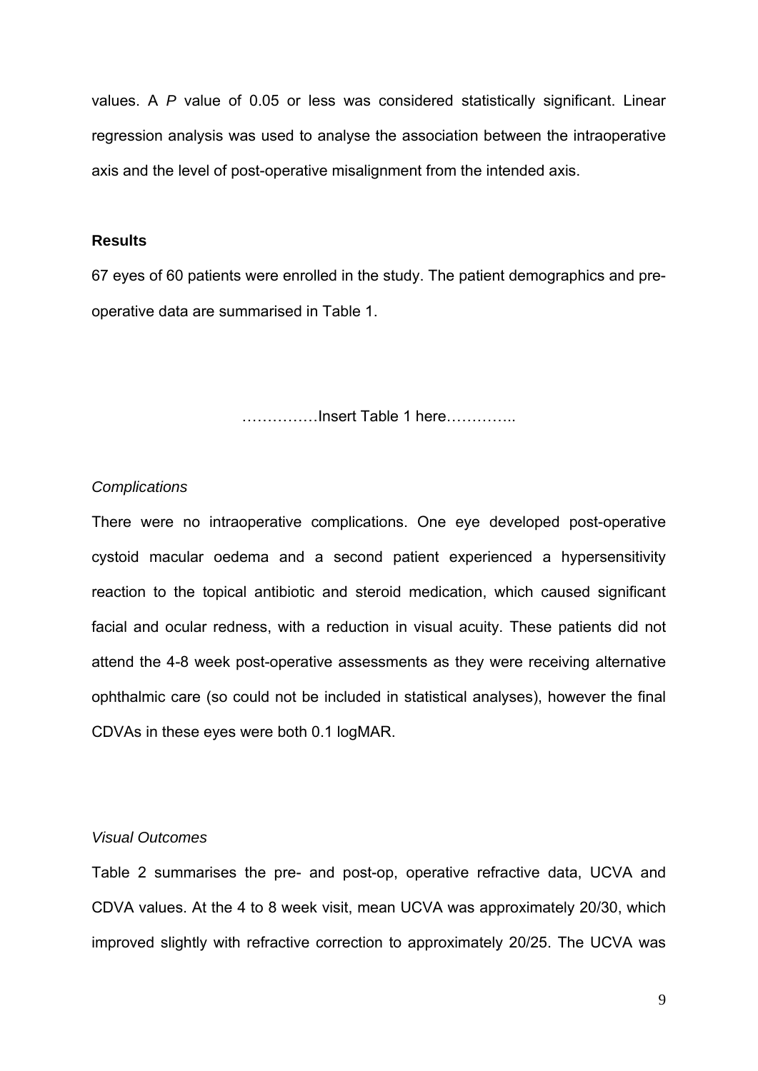values. A *P* value of 0.05 or less was considered statistically significant. Linear regression analysis was used to analyse the association between the intraoperative axis and the level of post-operative misalignment from the intended axis.

## Results

67 eyes of 60 patients were enrolled in the study. The patient demographics and pre-operative data are summarised in Table 1.

……………Insert Table 1 here…………..

### *Complications*

There were no intraoperative complications. One eye developed post-operative cystoid macular oedema and a second patient experienced a hypersensitivity reaction to the topical antibiotic and steroid medication, which caused significant facial and ocular redness, with a reduction in visual acuity. These patients did not attend the 4-8 week post-operative assessments as they were receiving alternative ophthalmic care (so could not be included in statistical analyses), however the final CDVAs in these eyes were both 0.1 logMAR.

### *Visual Outcomes*

Table 2 summarises the pre- and post-op, operative refractive data, UCVA and CDVA values. At the 4 to 8 week visit, mean UCVA was approximately 20/30, which improved slightly with refractive correction to approximately 20/25. The UCVA was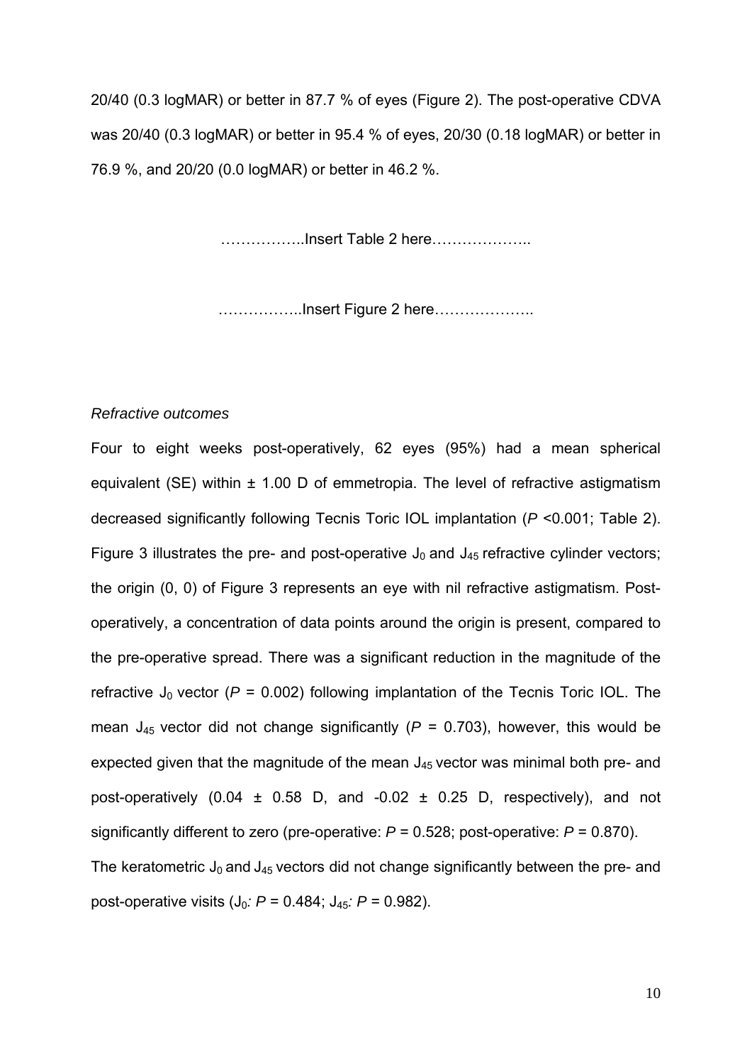20/40 (0.3 logMAR) or better in 87.7 % of eyes (Figure 2). The post-operative CDVA was 20/40 (0.3 logMAR) or better in 95.4 % of eyes, 20/30 (0.18 logMAR) or better in 76.9 %, and 20/20 (0.0 logMAR) or better in 46.2 %.

……………..Insert Table 2 here………………..

……………..Insert Figure 2 here………………..

*Refractive outcomes*

Four to eight weeks post-operatively, 62 eyes (95%) had a mean spherical equivalent (SE) within ± 1.00 D of emmetropia. The level of refractive astigmatism decreased significantly following Tecnis Toric IOL implantation ($P$ <0.001; Table 2). Figure 3 illustrates the pre- and post-operative $J_0$ and $J_{45}$ refractive cylinder vectors; the origin (0, 0) of Figure 3 represents an eye with nil refractive astigmatism. Post-operatively, a concentration of data points around the origin is present, compared to the pre-operative spread. There was a significant reduction in the magnitude of the refractive $J_0$ vector ($P$ = 0.002) following implantation of the Tecnis Toric IOL. The mean $J_{45}$ vector did not change significantly ($P$ = 0.703), however, this would be expected given that the magnitude of the mean $J_{45}$ vector was minimal both pre- and post-operatively (0.04 ± 0.58 D, and -0.02 ± 0.25 D, respectively), and not significantly different to zero (pre-operative: $P$ = 0.528; post-operative: $P$ = 0.870). The keratometric $J_0$ and $J_{45}$ vectors did not change significantly between the pre- and post-operative visits ($J_0$: $P$ = 0.484; $J_{45}$: $P$ = 0.982).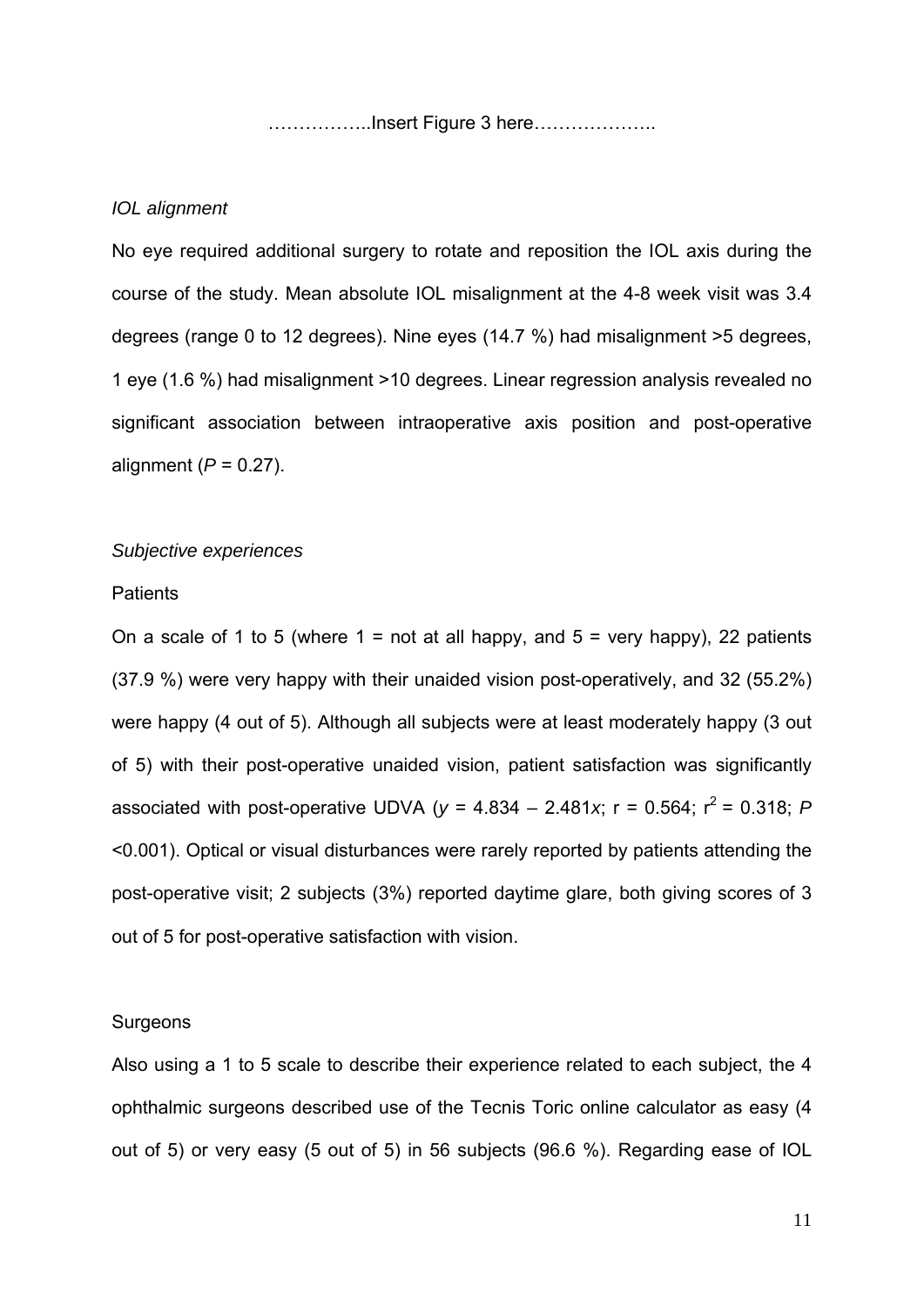……………..Insert Figure 3 here………………..

*IOL alignment*

No eye required additional surgery to rotate and reposition the IOL axis during the course of the study. Mean absolute IOL misalignment at the 4-8 week visit was 3.4 degrees (range 0 to 12 degrees). Nine eyes (14.7 %) had misalignment >5 degrees, 1 eye (1.6 %) had misalignment >10 degrees. Linear regression analysis revealed no significant association between intraoperative axis position and post-operative alignment ($P$ = 0.27).

*Subjective experiences*

Patients

On a scale of 1 to 5 (where 1 = not at all happy, and 5 = very happy), 22 patients (37.9 %) were very happy with their unaided vision post-operatively, and 32 (55.2%) were happy (4 out of 5). Although all subjects were at least moderately happy (3 out of 5) with their post-operative unaided vision, patient satisfaction was significantly associated with post-operative UDVA ($y = 4.834 - 2.481x$; r = 0.564; $r^2 = 0.318$; $P$ <0.001). Optical or visual disturbances were rarely reported by patients attending the post-operative visit; 2 subjects (3%) reported daytime glare, both giving scores of 3 out of 5 for post-operative satisfaction with vision.

Surgeons

Also using a 1 to 5 scale to describe their experience related to each subject, the 4 ophthalmic surgeons described use of the Tecnis Toric online calculator as easy (4 out of 5) or very easy (5 out of 5) in 56 subjects (96.6 %). Regarding ease of IOL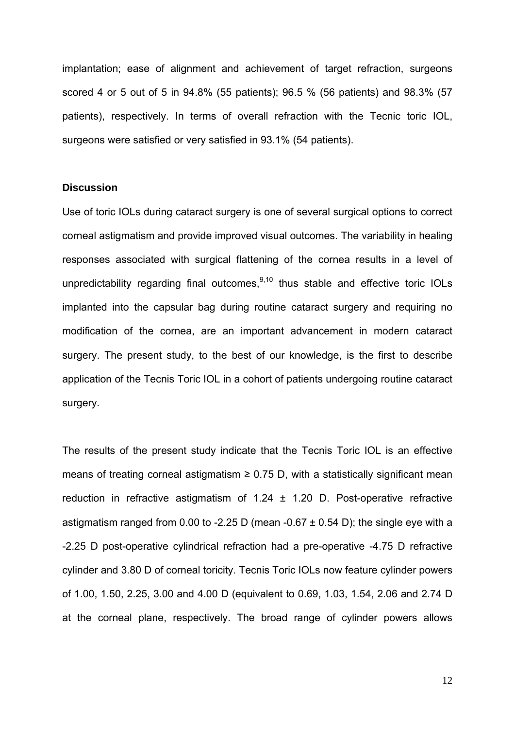implantation; ease of alignment and achievement of target refraction, surgeons scored 4 or 5 out of 5 in 94.8% (55 patients); 96.5 % (56 patients) and 98.3% (57 patients), respectively. In terms of overall refraction with the Tecnic toric IOL, surgeons were satisfied or very satisfied in 93.1% (54 patients).

### Discussion

Use of toric IOLs during cataract surgery is one of several surgical options to correct corneal astigmatism and provide improved visual outcomes. The variability in healing responses associated with surgical flattening of the cornea results in a level of unpredictability regarding final outcomes,[9,10] thus stable and effective toric IOLs implanted into the capsular bag during routine cataract surgery and requiring no modification of the cornea, are an important advancement in modern cataract surgery. The present study, to the best of our knowledge, is the first to describe application of the Tecnis Toric IOL in a cohort of patients undergoing routine cataract surgery.

The results of the present study indicate that the Tecnis Toric IOL is an effective means of treating corneal astigmatism ≥ 0.75 D, with a statistically significant mean reduction in refractive astigmatism of 1.24 ± 1.20 D. Post-operative refractive astigmatism ranged from 0.00 to -2.25 D (mean -0.67 ± 0.54 D); the single eye with a -2.25 D post-operative cylindrical refraction had a pre-operative -4.75 D refractive cylinder and 3.80 D of corneal toricity. Tecnis Toric IOLs now feature cylinder powers of 1.00, 1.50, 2.25, 3.00 and 4.00 D (equivalent to 0.69, 1.03, 1.54, 2.06 and 2.74 D at the corneal plane, respectively. The broad range of cylinder powers allows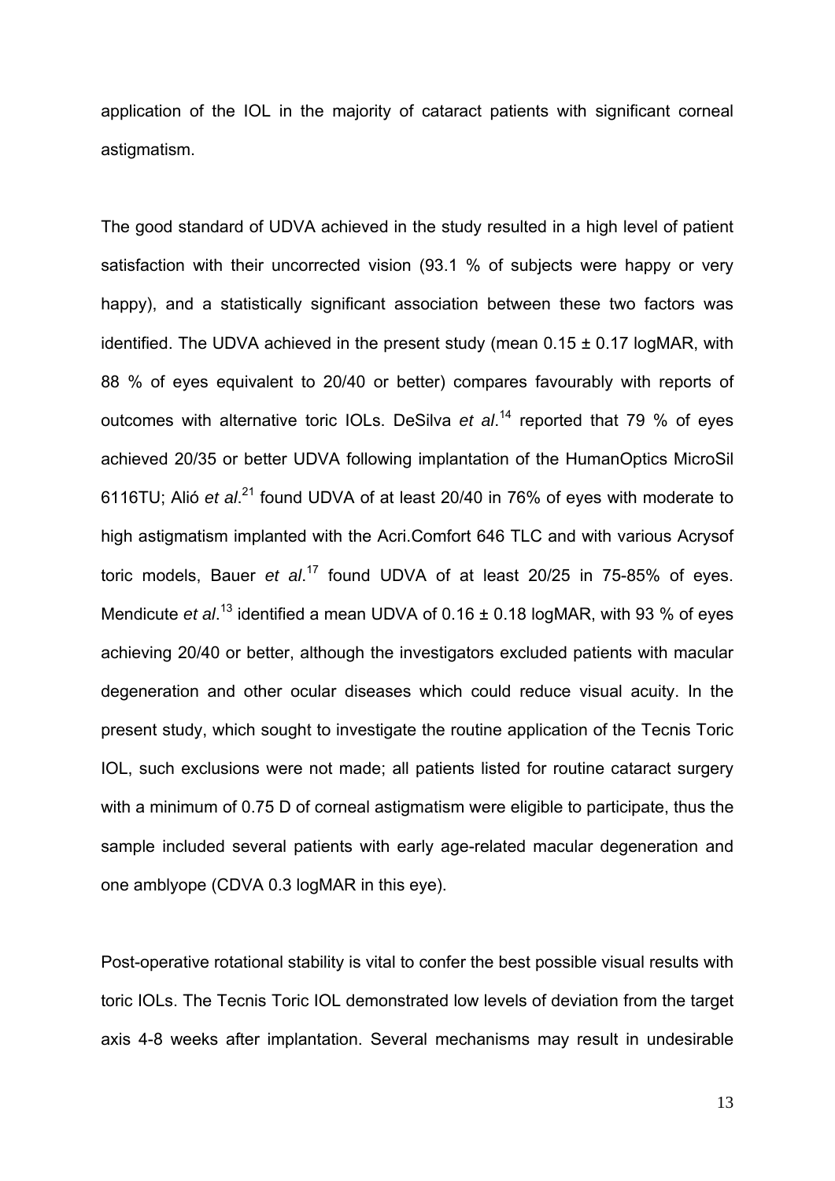application of the IOL in the majority of cataract patients with significant corneal astigmatism.

The good standard of UDVA achieved in the study resulted in a high level of patient satisfaction with their uncorrected vision (93.1 % of subjects were happy or very happy), and a statistically significant association between these two factors was identified. The UDVA achieved in the present study (mean 0.15 ± 0.17 logMAR, with 88 % of eyes equivalent to 20/40 or better) compares favourably with reports of outcomes with alternative toric IOLs. DeSilva *et al*.[14] reported that 79 % of eyes achieved 20/35 or better UDVA following implantation of the HumanOptics MicroSil 6116TU; Alió *et al*.[21] found UDVA of at least 20/40 in 76% of eyes with moderate to high astigmatism implanted with the Acri.Comfort 646 TLC and with various Acrysof toric models, Bauer *et al*.[17] found UDVA of at least 20/25 in 75-85% of eyes. Mendicute *et al*.[13] identified a mean UDVA of 0.16 ± 0.18 logMAR, with 93 % of eyes achieving 20/40 or better, although the investigators excluded patients with macular degeneration and other ocular diseases which could reduce visual acuity. In the present study, which sought to investigate the routine application of the Tecnis Toric IOL, such exclusions were not made; all patients listed for routine cataract surgery with a minimum of 0.75 D of corneal astigmatism were eligible to participate, thus the sample included several patients with early age-related macular degeneration and one amblyope (CDVA 0.3 logMAR in this eye).

Post-operative rotational stability is vital to confer the best possible visual results with toric IOLs. The Tecnis Toric IOL demonstrated low levels of deviation from the target axis 4-8 weeks after implantation. Several mechanisms may result in undesirable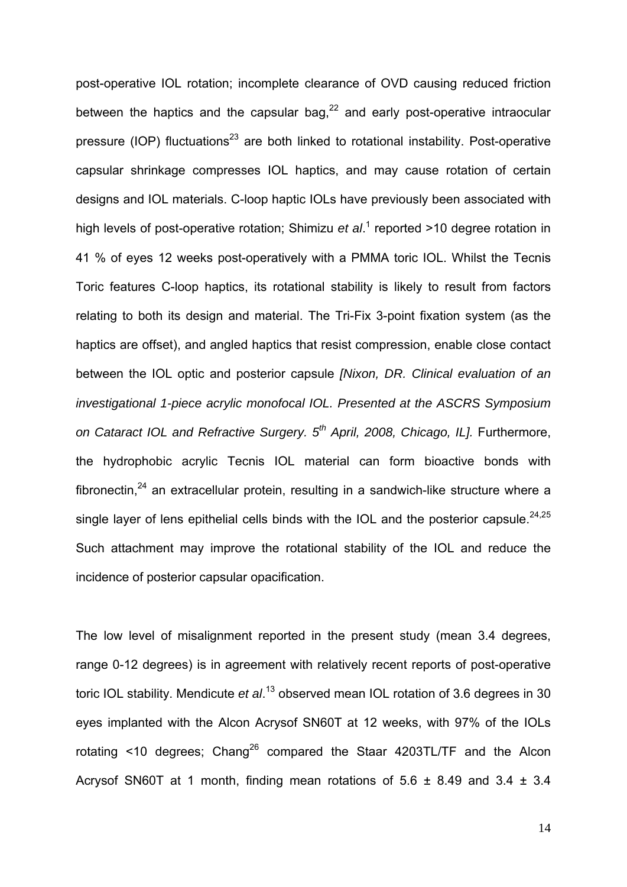post-operative IOL rotation; incomplete clearance of OVD causing reduced friction between the haptics and the capsular bag,[22] and early post-operative intraocular pressure (IOP) fluctuations[23] are both linked to rotational instability. Post-operative capsular shrinkage compresses IOL haptics, and may cause rotation of certain designs and IOL materials. C-loop haptic IOLs have previously been associated with high levels of post-operative rotation; Shimizu *et al*.[1] reported >10 degree rotation in 41 % of eyes 12 weeks post-operatively with a PMMA toric IOL. Whilst the Tecnis Toric features C-loop haptics, its rotational stability is likely to result from factors relating to both its design and material. The Tri-Fix 3-point fixation system (as the haptics are offset), and angled haptics that resist compression, enable close contact between the IOL optic and posterior capsule *[Nixon, DR. Clinical evaluation of an investigational 1-piece acrylic monofocal IOL. Presented at the ASCRS Symposium on Cataract IOL and Refractive Surgery. 5th April, 2008, Chicago, IL].* Furthermore, the hydrophobic acrylic Tecnis IOL material can form bioactive bonds with fibronectin,[24] an extracellular protein, resulting in a sandwich-like structure where a single layer of lens epithelial cells binds with the IOL and the posterior capsule.[24,25] Such attachment may improve the rotational stability of the IOL and reduce the incidence of posterior capsular opacification.

The low level of misalignment reported in the present study (mean 3.4 degrees, range 0-12 degrees) is in agreement with relatively recent reports of post-operative toric IOL stability. Mendicute *et al*.[13] observed mean IOL rotation of 3.6 degrees in 30 eyes implanted with the Alcon Acrysof SN60T at 12 weeks, with 97% of the IOLs rotating <10 degrees; Chang[26] compared the Staar 4203TL/TF and the Alcon Acrysof SN60T at 1 month, finding mean rotations of $5.6 \pm 8.49$ and $3.4 \pm 3.4$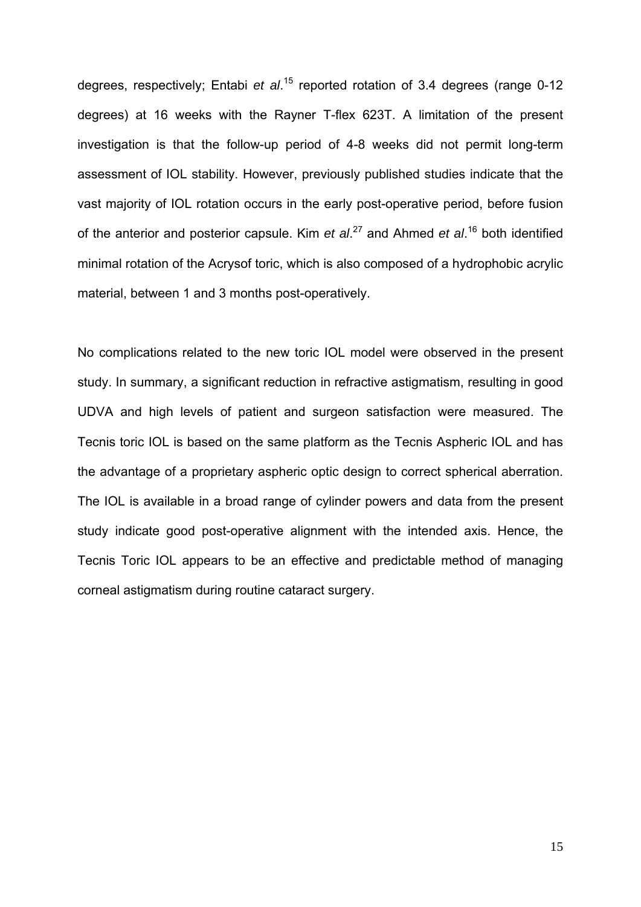degrees, respectively; Entabi *et al*.[15] reported rotation of 3.4 degrees (range 0-12 degrees) at 16 weeks with the Rayner T-flex 623T. A limitation of the present investigation is that the follow-up period of 4-8 weeks did not permit long-term assessment of IOL stability. However, previously published studies indicate that the vast majority of IOL rotation occurs in the early post-operative period, before fusion of the anterior and posterior capsule. Kim *et al*.[27] and Ahmed *et al*.[16] both identified minimal rotation of the Acrysof toric, which is also composed of a hydrophobic acrylic material, between 1 and 3 months post-operatively.

No complications related to the new toric IOL model were observed in the present study. In summary, a significant reduction in refractive astigmatism, resulting in good UDVA and high levels of patient and surgeon satisfaction were measured. The Tecnis toric IOL is based on the same platform as the Tecnis Aspheric IOL and has the advantage of a proprietary aspheric optic design to correct spherical aberration. The IOL is available in a broad range of cylinder powers and data from the present study indicate good post-operative alignment with the intended axis. Hence, the Tecnis Toric IOL appears to be an effective and predictable method of managing corneal astigmatism during routine cataract surgery.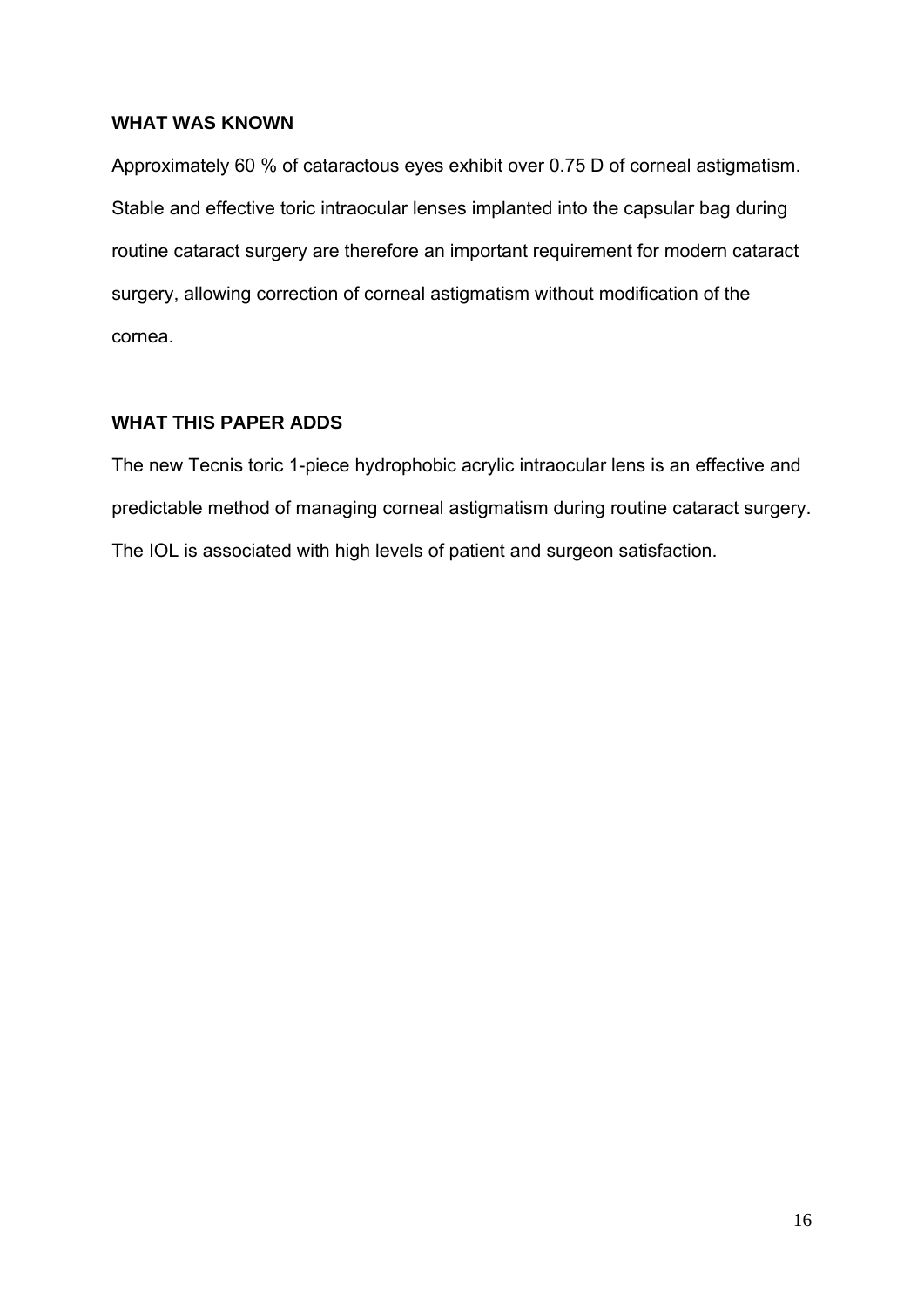**WHAT WAS KNOWN**

Approximately 60 % of cataractous eyes exhibit over 0.75 D of corneal astigmatism. Stable and effective toric intraocular lenses implanted into the capsular bag during routine cataract surgery are therefore an important requirement for modern cataract surgery, allowing correction of corneal astigmatism without modification of the cornea.

**WHAT THIS PAPER ADDS**

The new Tecnis toric 1-piece hydrophobic acrylic intraocular lens is an effective and predictable method of managing corneal astigmatism during routine cataract surgery. The IOL is associated with high levels of patient and surgeon satisfaction.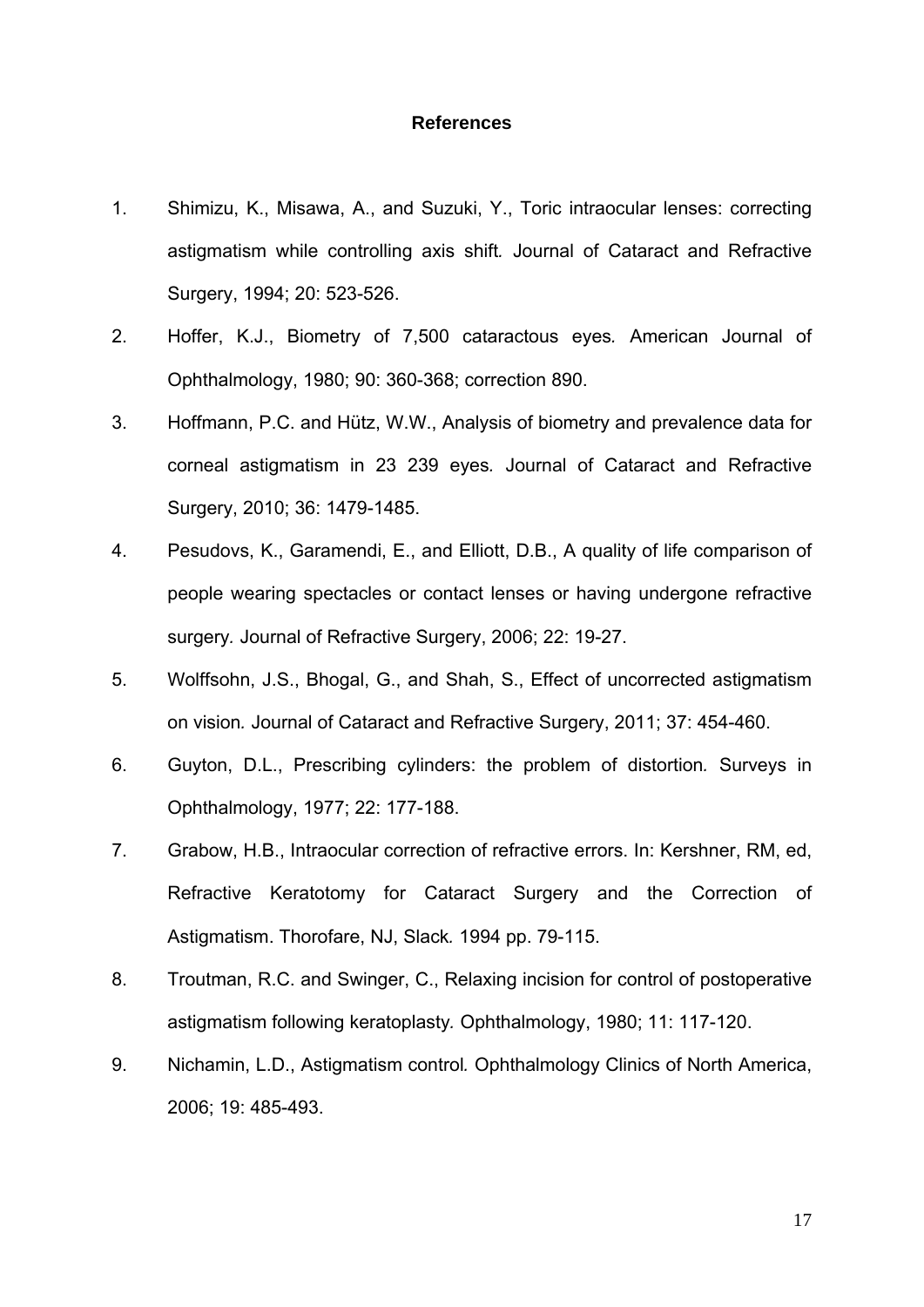## References

1. Shimizu, K., Misawa, A., and Suzuki, Y., Toric intraocular lenses: correcting astigmatism while controlling axis shift. Journal of Cataract and Refractive Surgery, 1994; 20: 523-526.
2. Hoffer, K.J., Biometry of 7,500 cataractous eyes. American Journal of Ophthalmology, 1980; 90: 360-368; correction 890.
3. Hoffmann, P.C. and Hütz, W.W., Analysis of biometry and prevalence data for corneal astigmatism in 23 239 eyes. Journal of Cataract and Refractive Surgery, 2010; 36: 1479-1485.
4. Pesudovs, K., Garamendi, E., and Elliott, D.B., A quality of life comparison of people wearing spectacles or contact lenses or having undergone refractive surgery. Journal of Refractive Surgery, 2006; 22: 19-27.
5. Wolffsohn, J.S., Bhogal, G., and Shah, S., Effect of uncorrected astigmatism on vision. Journal of Cataract and Refractive Surgery, 2011; 37: 454-460.
6. Guyton, D.L., Prescribing cylinders: the problem of distortion. Surveys in Ophthalmology, 1977; 22: 177-188.
7. Grabow, H.B., Intraocular correction of refractive errors. In: Kershner, RM, ed, Refractive Keratotomy for Cataract Surgery and the Correction of Astigmatism. Thorofare, NJ, Slack. 1994 pp. 79-115.
8. Troutman, R.C. and Swinger, C., Relaxing incision for control of postoperative astigmatism following keratoplasty. Ophthalmology, 1980; 11: 117-120.
9. Nichamin, L.D., Astigmatism control. Ophthalmology Clinics of North America, 2006; 19: 485-493.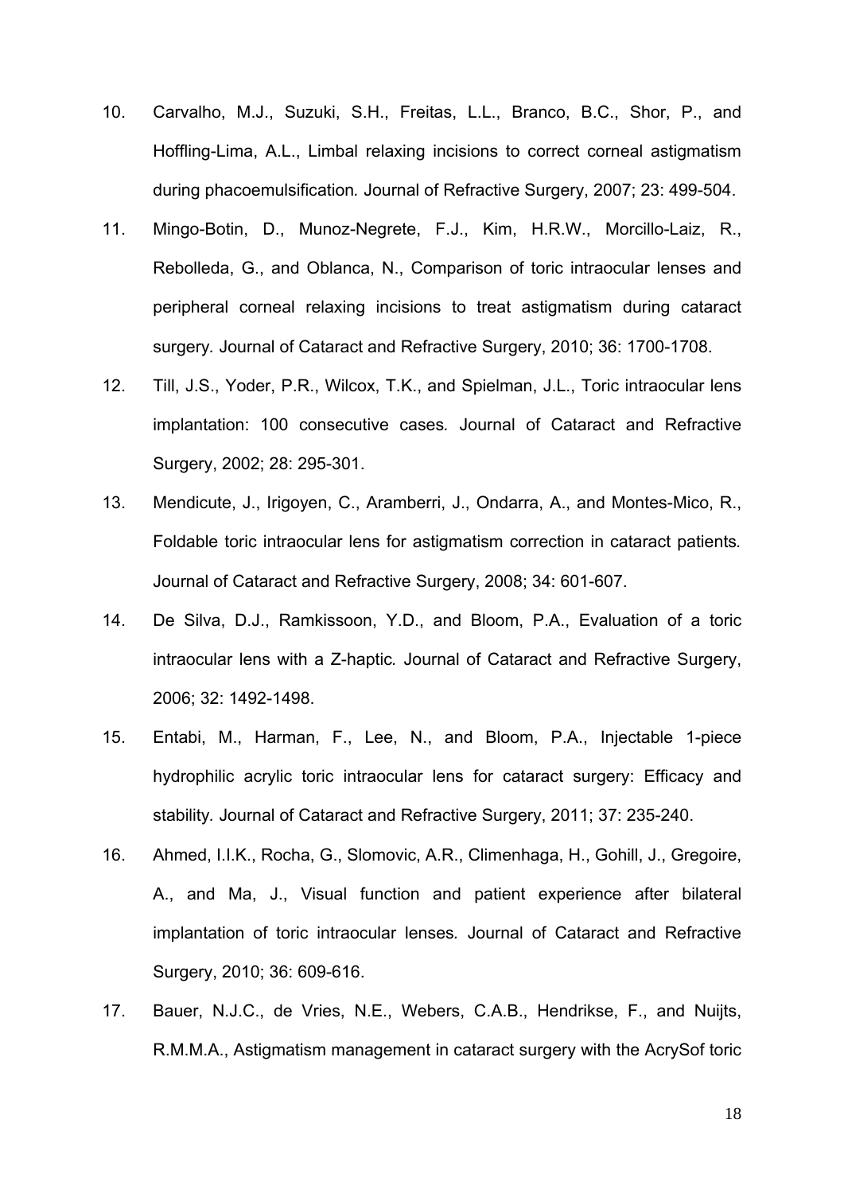10. Carvalho, M.J., Suzuki, S.H., Freitas, L.L., Branco, B.C., Shor, P., and Hoffling-Lima, A.L., Limbal relaxing incisions to correct corneal astigmatism during phacoemulsification*.* Journal of Refractive Surgery, 2007; 23: 499-504.
11. Mingo-Botin, D., Munoz-Negrete, F.J., Kim, H.R.W., Morcillo-Laiz, R., Rebolleda, G., and Oblanca, N., Comparison of toric intraocular lenses and peripheral corneal relaxing incisions to treat astigmatism during cataract surgery*.* Journal of Cataract and Refractive Surgery, 2010; 36: 1700-1708.
12. Till, J.S., Yoder, P.R., Wilcox, T.K., and Spielman, J.L., Toric intraocular lens implantation: 100 consecutive cases*.* Journal of Cataract and Refractive Surgery, 2002; 28: 295-301.
13. Mendicute, J., Irigoyen, C., Aramberri, J., Ondarra, A., and Montes-Mico, R., Foldable toric intraocular lens for astigmatism correction in cataract patients*.* Journal of Cataract and Refractive Surgery, 2008; 34: 601-607.
14. De Silva, D.J., Ramkissoon, Y.D., and Bloom, P.A., Evaluation of a toric intraocular lens with a Z-haptic*.* Journal of Cataract and Refractive Surgery, 2006; 32: 1492-1498.
15. Entabi, M., Harman, F., Lee, N., and Bloom, P.A., Injectable 1-piece hydrophilic acrylic toric intraocular lens for cataract surgery: Efficacy and stability*.* Journal of Cataract and Refractive Surgery, 2011; 37: 235-240.
16. Ahmed, I.I.K., Rocha, G., Slomovic, A.R., Climenhaga, H., Gohill, J., Gregoire, A., and Ma, J., Visual function and patient experience after bilateral implantation of toric intraocular lenses*.* Journal of Cataract and Refractive Surgery, 2010; 36: 609-616.
17. Bauer, N.J.C., de Vries, N.E., Webers, C.A.B., Hendrikse, F., and Nuijts, R.M.M.A., Astigmatism management in cataract surgery with the AcrySof toric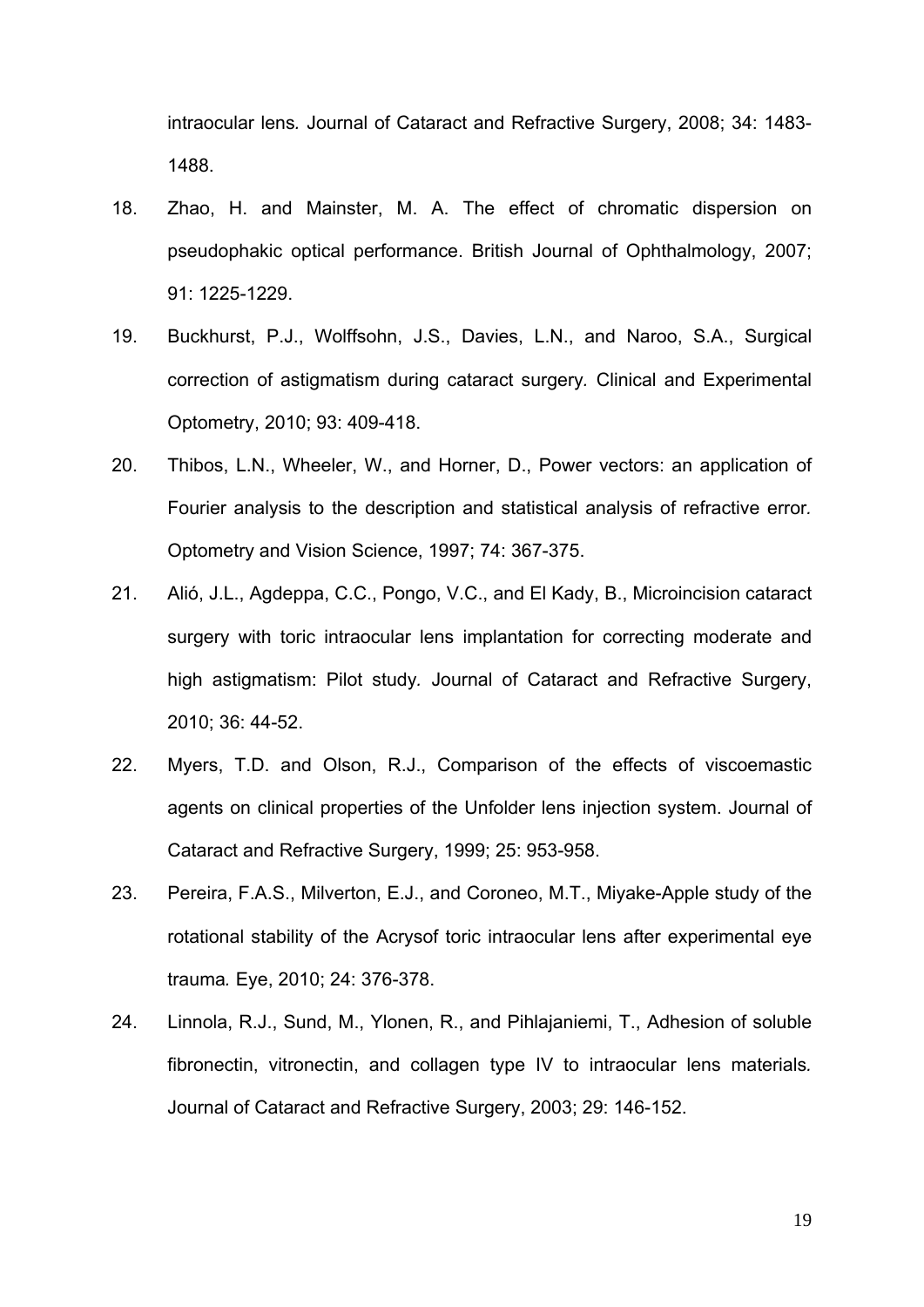intraocular lens. Journal of Cataract and Refractive Surgery, 2008; 34: 1483-1488.

18. Zhao, H. and Mainster, M. A. The effect of chromatic dispersion on pseudophakic optical performance. British Journal of Ophthalmology, 2007; 91: 1225-1229.

19. Buckhurst, P.J., Wolffsohn, J.S., Davies, L.N., and Naroo, S.A., Surgical correction of astigmatism during cataract surgery. Clinical and Experimental Optometry, 2010; 93: 409-418.

20. Thibos, L.N., Wheeler, W., and Horner, D., Power vectors: an application of Fourier analysis to the description and statistical analysis of refractive error. Optometry and Vision Science, 1997; 74: 367-375.

21. Alió, J.L., Agdeppa, C.C., Pongo, V.C., and El Kady, B., Microincision cataract surgery with toric intraocular lens implantation for correcting moderate and high astigmatism: Pilot study. Journal of Cataract and Refractive Surgery, 2010; 36: 44-52.

22. Myers, T.D. and Olson, R.J., Comparison of the effects of viscoemastic agents on clinical properties of the Unfolder lens injection system. Journal of Cataract and Refractive Surgery, 1999; 25: 953-958.

23. Pereira, F.A.S., Milverton, E.J., and Coroneo, M.T., Miyake-Apple study of the rotational stability of the Acrysof toric intraocular lens after experimental eye trauma. Eye, 2010; 24: 376-378.

24. Linnola, R.J., Sund, M., Ylonen, R., and Pihlajaniemi, T., Adhesion of soluble fibronectin, vitronectin, and collagen type IV to intraocular lens materials. Journal of Cataract and Refractive Surgery, 2003; 29: 146-152.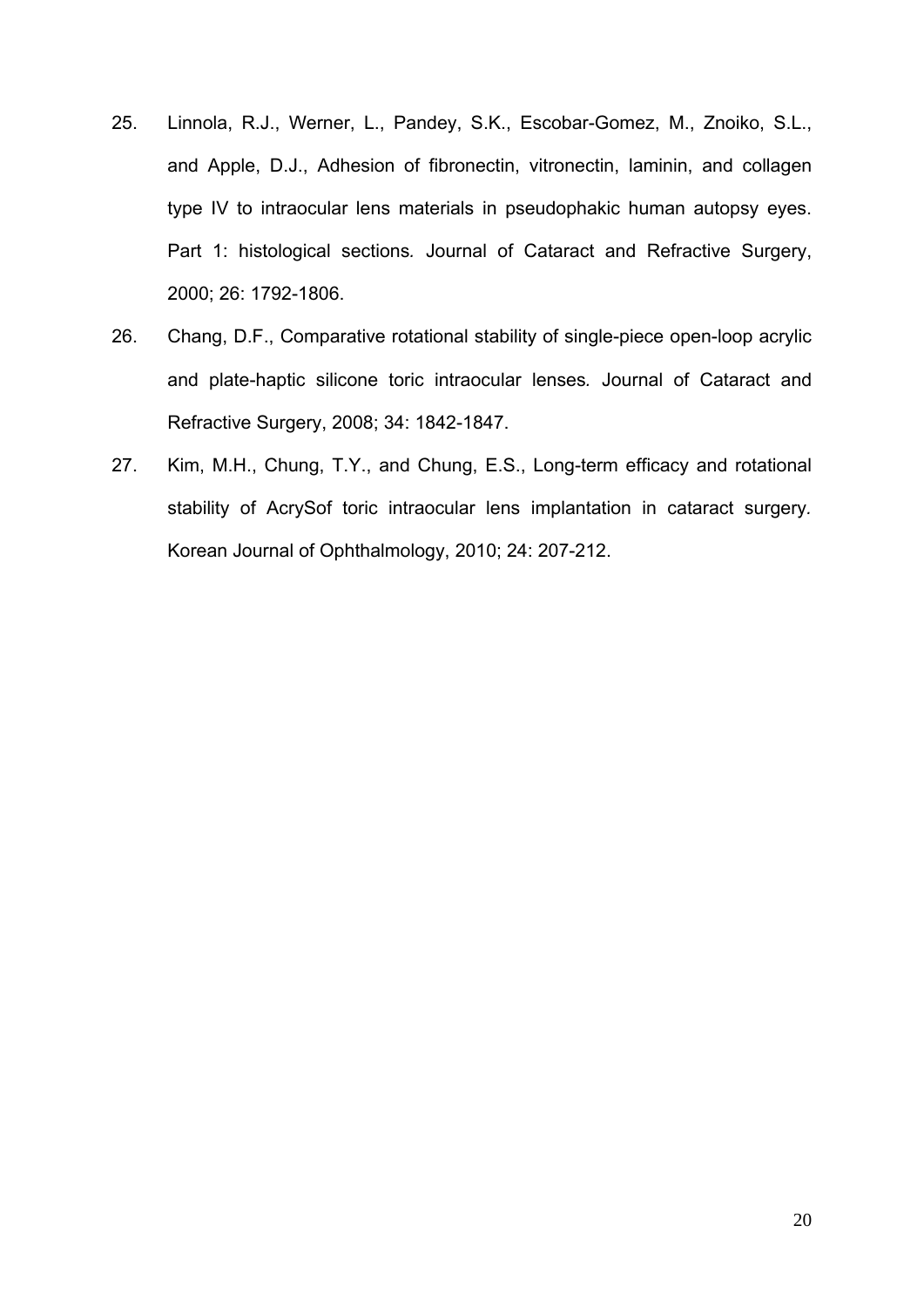25. Linnola, R.J., Werner, L., Pandey, S.K., Escobar-Gomez, M., Znoiko, S.L., and Apple, D.J., Adhesion of fibronectin, vitronectin, laminin, and collagen type IV to intraocular lens materials in pseudophakic human autopsy eyes. Part 1: histological sections*.* Journal of Cataract and Refractive Surgery, 2000; 26: 1792-1806.
26. Chang, D.F., Comparative rotational stability of single-piece open-loop acrylic and plate-haptic silicone toric intraocular lenses*.* Journal of Cataract and Refractive Surgery, 2008; 34: 1842-1847.
27. Kim, M.H., Chung, T.Y., and Chung, E.S., Long-term efficacy and rotational stability of AcrySof toric intraocular lens implantation in cataract surgery*.* Korean Journal of Ophthalmology, 2010; 24: 207-212.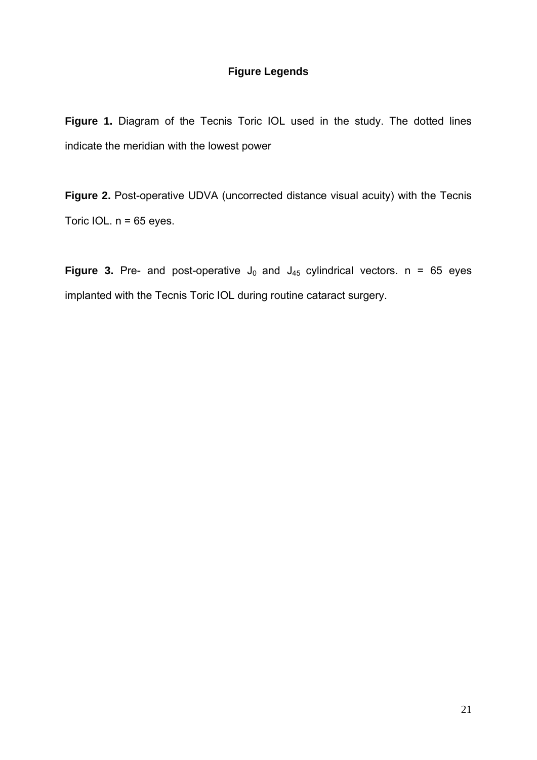## Figure Legends

**Figure 1.** Diagram of the Tecnis Toric IOL used in the study. The dotted lines indicate the meridian with the lowest power

**Figure 2.** Post-operative UDVA (uncorrected distance visual acuity) with the Tecnis Toric IOL. n = 65 eyes.

**Figure 3.** Pre- and post-operative $J_0$ and $J_{45}$ cylindrical vectors. n = 65 eyes implanted with the Tecnis Toric IOL during routine cataract surgery.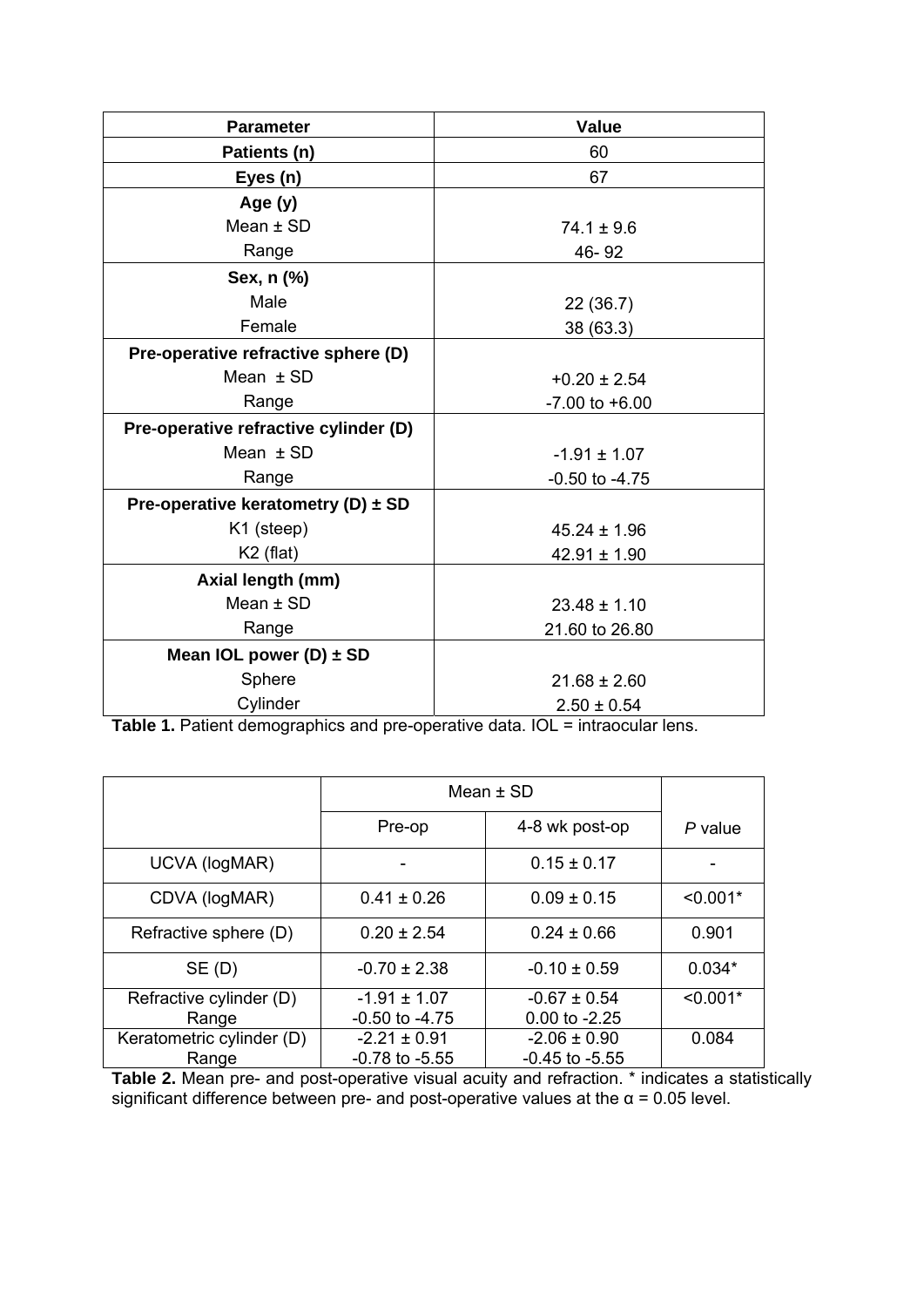| Parameter | Value |
|---|---|
| **Patients (n)** | 60 |
| **Eyes (n)** | 67 |
| **Age (y)** | |
| Mean ± SD | 74.1 ± 9.6 |
| Range | 46- 92 |
| **Sex, n (%)** | |
| Male | 22 (36.7) |
| Female | 38 (63.3) |
| **Pre-operative refractive sphere (D)** | |
| Mean ± SD | +0.20 ± 2.54 |
| Range | -7.00 to +6.00 |
| **Pre-operative refractive cylinder (D)** | |
| Mean ± SD | -1.91 ± 1.07 |
| Range | -0.50 to -4.75 |
| **Pre-operative keratometry (D) ± SD** | |
| K1 (steep) | 45.24 ± 1.96 |
| K2 (flat) | 42.91 ± 1.90 |
| **Axial length (mm)** | |
| Mean ± SD | 23.48 ± 1.10 |
| Range | 21.60 to 26.80 |
| **Mean IOL power (D) ± SD** | |
| Sphere | 21.68 ± 2.60 |
| Cylinder | 2.50 ± 0.54 |

**Table 1.** Patient demographics and pre-operative data. IOL = intraocular lens.

| | Mean ± SD | | *P* value |
|---|---|---|---|
| | Pre-op | 4-8 wk post-op | |
| UCVA (logMAR) | - | 0.15 ± 0.17 | - |
| CDVA (logMAR) | 0.41 ± 0.26 | 0.09 ± 0.15 | <0.001* |
| Refractive sphere (D) | 0.20 ± 2.54 | 0.24 ± 0.66 | 0.901 |
| SE (D) | -0.70 ± 2.38 | -0.10 ± 0.59 | 0.034* |
| Refractive cylinder (D)<br>Range | -1.91 ± 1.07<br>-0.50 to -4.75 | -0.67 ± 0.54<br>0.00 to -2.25 | <0.001* |
| Keratometric cylinder (D)<br>Range | -2.21 ± 0.91<br>-0.78 to -5.55 | -2.06 ± 0.90<br>-0.45 to -5.55 | 0.084 |

**Table 2.** Mean pre- and post-operative visual acuity and refraction. * indicates a statistically significant difference between pre- and post-operative values at the $\alpha = 0.05$ level.